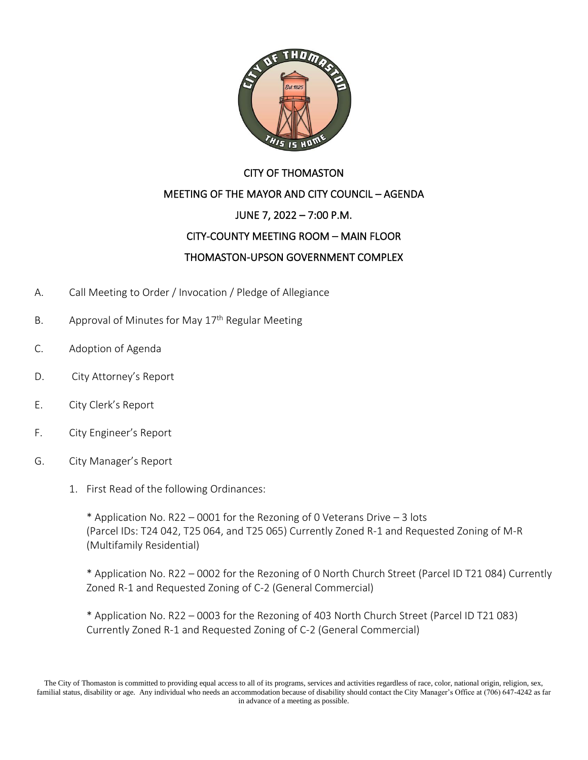# CITY OF THOMASTON

## MEETING OF THE MAYOR AND CITY COUNCIL – AGENDA

## JUNE 7, 2022 – 7:00 P.M.

## CITY-COUNTY MEETING ROOM – MAIN FLOOR

## THOMASTON-UPSON GOVERNMENT COMPLEX

A. Call Meeting to Order / Invocation / Pledge of Allegiance

B. Approval of Minutes for May 17th Regular Meeting

C. Adoption of Agenda

D. City Attorney's Report

E. City Clerk's Report

F. City Engineer's Report

G. City Manager's Report

1. First Read of the following Ordinances:

   * Application No. R22 – 0001 for the Rezoning of 0 Veterans Drive – 3 lots (Parcel IDs: T24 042, T25 064, and T25 065) Currently Zoned R-1 and Requested Zoning of M-R (Multifamily Residential)

   * Application No. R22 – 0002 for the Rezoning of 0 North Church Street (Parcel ID T21 084) Currently Zoned R-1 and Requested Zoning of C-2 (General Commercial)

   * Application No. R22 – 0003 for the Rezoning of 403 North Church Street (Parcel ID T21 083) Currently Zoned R-1 and Requested Zoning of C-2 (General Commercial)

The City of Thomaston is committed to providing equal access to all of its programs, services and activities regardless of race, color, national origin, religion, sex, familial status, disability or age. Any individual who needs an accommodation because of disability should contact the City Manager's Office at (706) 647-4242 as far in advance of a meeting as possible.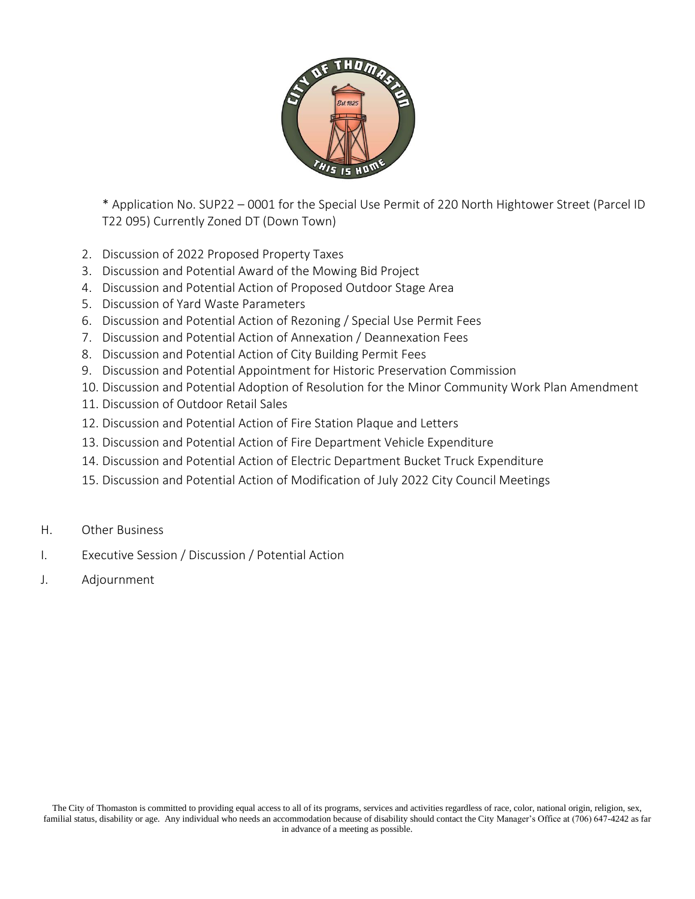\* Application No. SUP22 – 0001 for the Special Use Permit of 220 North Hightower Street (Parcel ID T22 095) Currently Zoned DT (Down Town)

2. Discussion of 2022 Proposed Property Taxes
3. Discussion and Potential Award of the Mowing Bid Project
4. Discussion and Potential Action of Proposed Outdoor Stage Area
5. Discussion of Yard Waste Parameters
6. Discussion and Potential Action of Rezoning / Special Use Permit Fees
7. Discussion and Potential Action of Annexation / Deannexation Fees
8. Discussion and Potential Action of City Building Permit Fees
9. Discussion and Potential Appointment for Historic Preservation Commission
10. Discussion and Potential Adoption of Resolution for the Minor Community Work Plan Amendment
11. Discussion of Outdoor Retail Sales
12. Discussion and Potential Action of Fire Station Plaque and Letters
13. Discussion and Potential Action of Fire Department Vehicle Expenditure
14. Discussion and Potential Action of Electric Department Bucket Truck Expenditure
15. Discussion and Potential Action of Modification of July 2022 City Council Meetings

H. Other Business

I. Executive Session / Discussion / Potential Action

J. Adjournment

The City of Thomaston is committed to providing equal access to all of its programs, services and activities regardless of race, color, national origin, religion, sex, familial status, disability or age. Any individual who needs an accommodation because of disability should contact the City Manager's Office at (706) 647-4242 as far in advance of a meeting as possible.